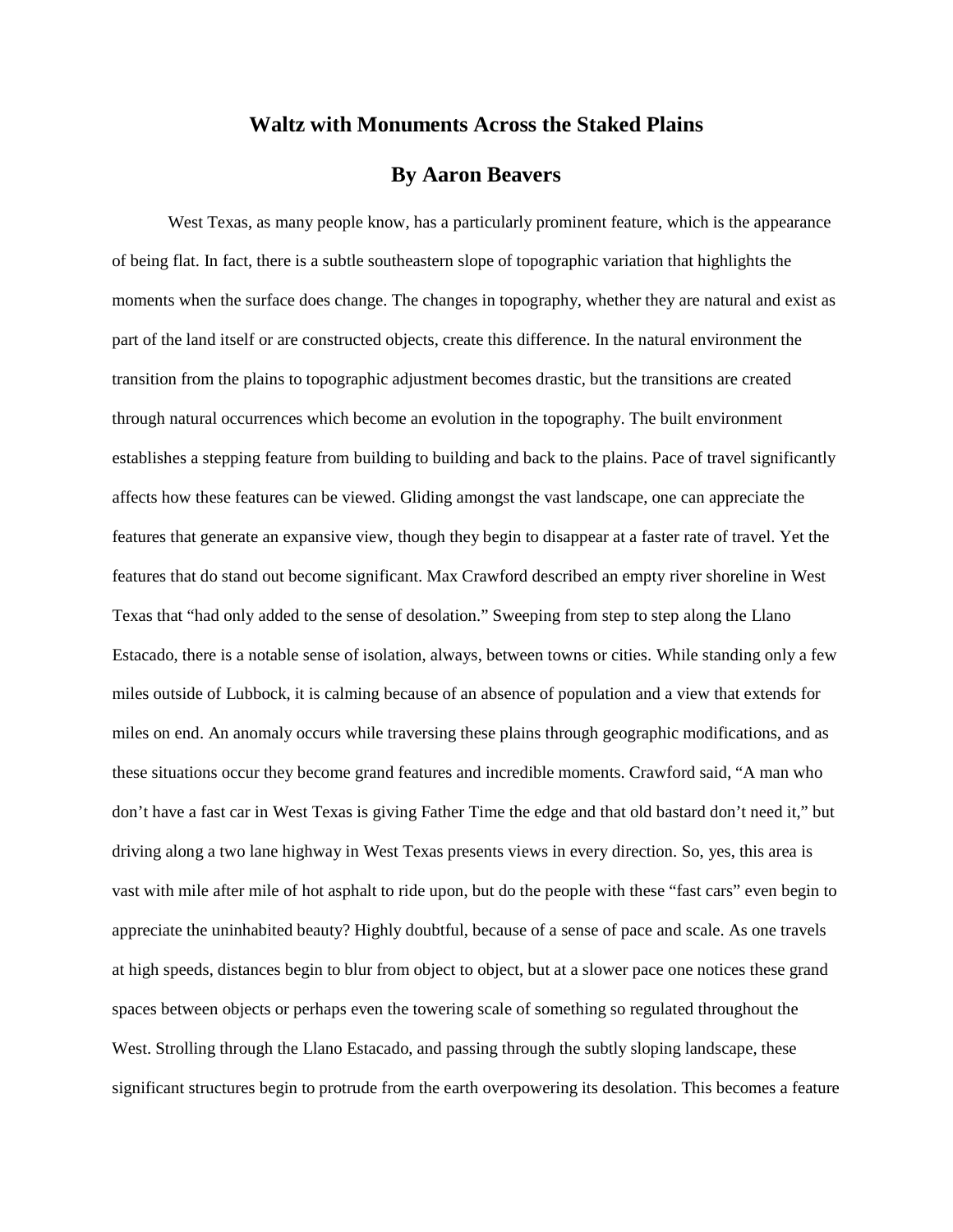# Waltz with Monuments Across the Staked Plains

## By Aaron Beavers

West Texas, as many people know, has a particularly prominent feature, which is the appearance of being flat. In fact, there is a subtle southeastern slope of topographic variation that highlights the moments when the surface does change. The changes in topography, whether they are natural and exist as part of the land itself or are constructed objects, create this difference. In the natural environment the transition from the plains to topographic adjustment becomes drastic, but the transitions are created through natural occurrences which become an evolution in the topography. The built environment establishes a stepping feature from building to building and back to the plains. Pace of travel significantly affects how these features can be viewed. Gliding amongst the vast landscape, one can appreciate the features that generate an expansive view, though they begin to disappear at a faster rate of travel. Yet the features that do stand out become significant. Max Crawford described an empty river shoreline in West Texas that "had only added to the sense of desolation." Sweeping from step to step along the Llano Estacado, there is a notable sense of isolation, always, between towns or cities. While standing only a few miles outside of Lubbock, it is calming because of an absence of population and a view that extends for miles on end. An anomaly occurs while traversing these plains through geographic modifications, and as these situations occur they become grand features and incredible moments. Crawford said, "A man who don't have a fast car in West Texas is giving Father Time the edge and that old bastard don't need it," but driving along a two lane highway in West Texas presents views in every direction. So, yes, this area is vast with mile after mile of hot asphalt to ride upon, but do the people with these "fast cars" even begin to appreciate the uninhabited beauty? Highly doubtful, because of a sense of pace and scale. As one travels at high speeds, distances begin to blur from object to object, but at a slower pace one notices these grand spaces between objects or perhaps even the towering scale of something so regulated throughout the West. Strolling through the Llano Estacado, and passing through the subtly sloping landscape, these significant structures begin to protrude from the earth overpowering its desolation. This becomes a feature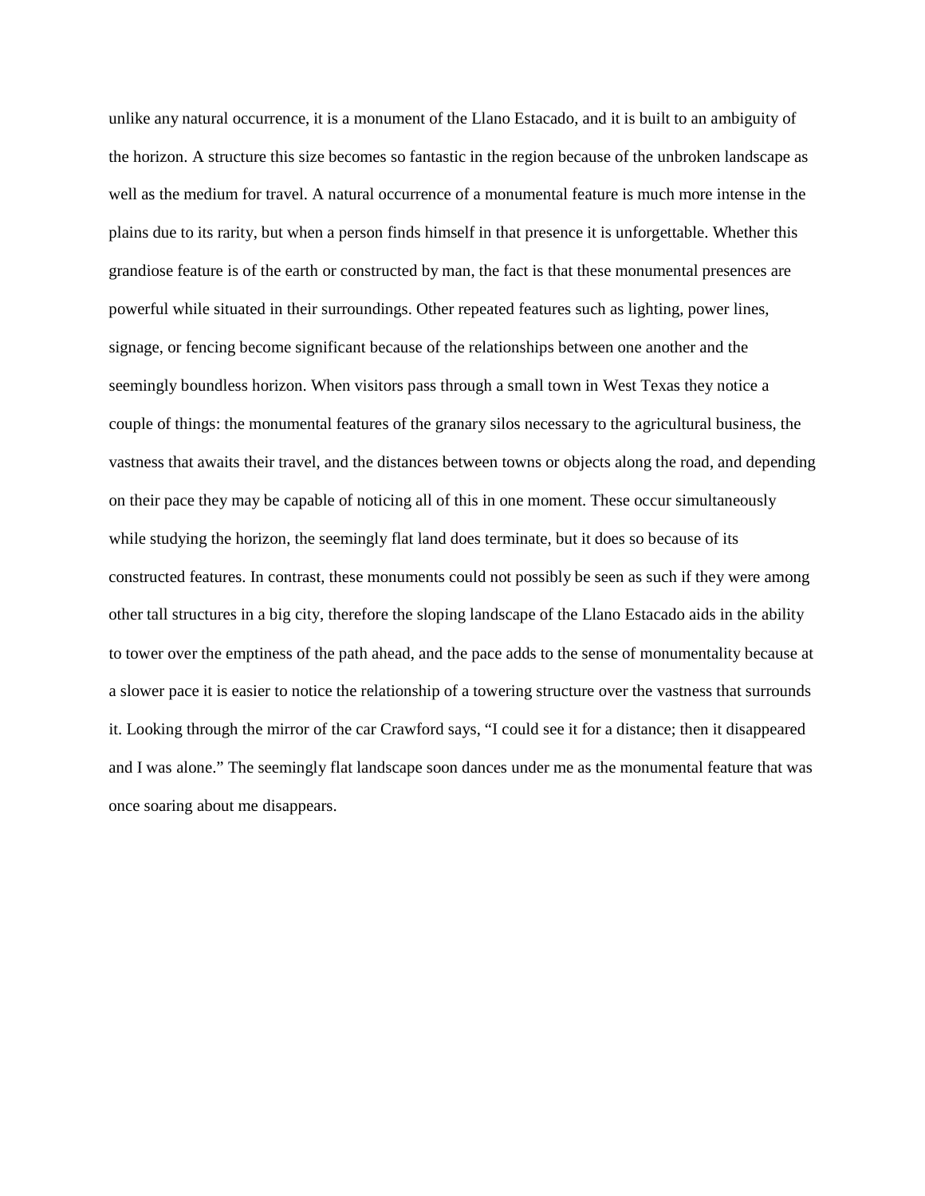unlike any natural occurrence, it is a monument of the Llano Estacado, and it is built to an ambiguity of the horizon. A structure this size becomes so fantastic in the region because of the unbroken landscape as well as the medium for travel. A natural occurrence of a monumental feature is much more intense in the plains due to its rarity, but when a person finds himself in that presence it is unforgettable. Whether this grandiose feature is of the earth or constructed by man, the fact is that these monumental presences are powerful while situated in their surroundings. Other repeated features such as lighting, power lines, signage, or fencing become significant because of the relationships between one another and the seemingly boundless horizon. When visitors pass through a small town in West Texas they notice a couple of things: the monumental features of the granary silos necessary to the agricultural business, the vastness that awaits their travel, and the distances between towns or objects along the road, and depending on their pace they may be capable of noticing all of this in one moment. These occur simultaneously while studying the horizon, the seemingly flat land does terminate, but it does so because of its constructed features. In contrast, these monuments could not possibly be seen as such if they were among other tall structures in a big city, therefore the sloping landscape of the Llano Estacado aids in the ability to tower over the emptiness of the path ahead, and the pace adds to the sense of monumentality because at a slower pace it is easier to notice the relationship of a towering structure over the vastness that surrounds it. Looking through the mirror of the car Crawford says, "I could see it for a distance; then it disappeared and I was alone." The seemingly flat landscape soon dances under me as the monumental feature that was once soaring about me disappears.